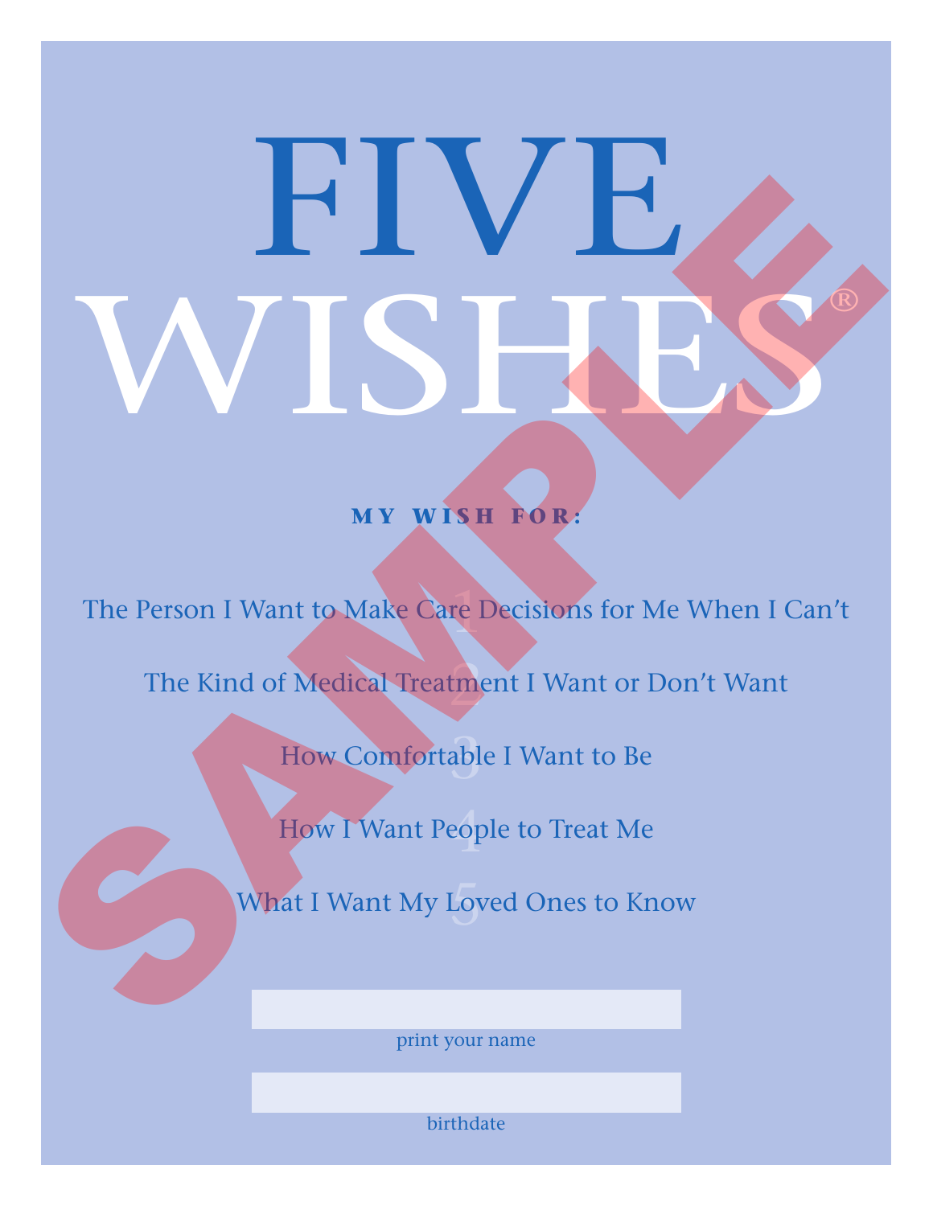# FIVE WISHES®

SAMPLE

**MY WISH FOR:**

1. The Person I Want to Make Care Decisions for Me When I Can't
2. The Kind of Medical Treatment I Want or Don't Want
3. How Comfortable I Want to Be
4. How I Want People to Treat Me
5. What I Want My Loved Ones to Know

print your name

birthdate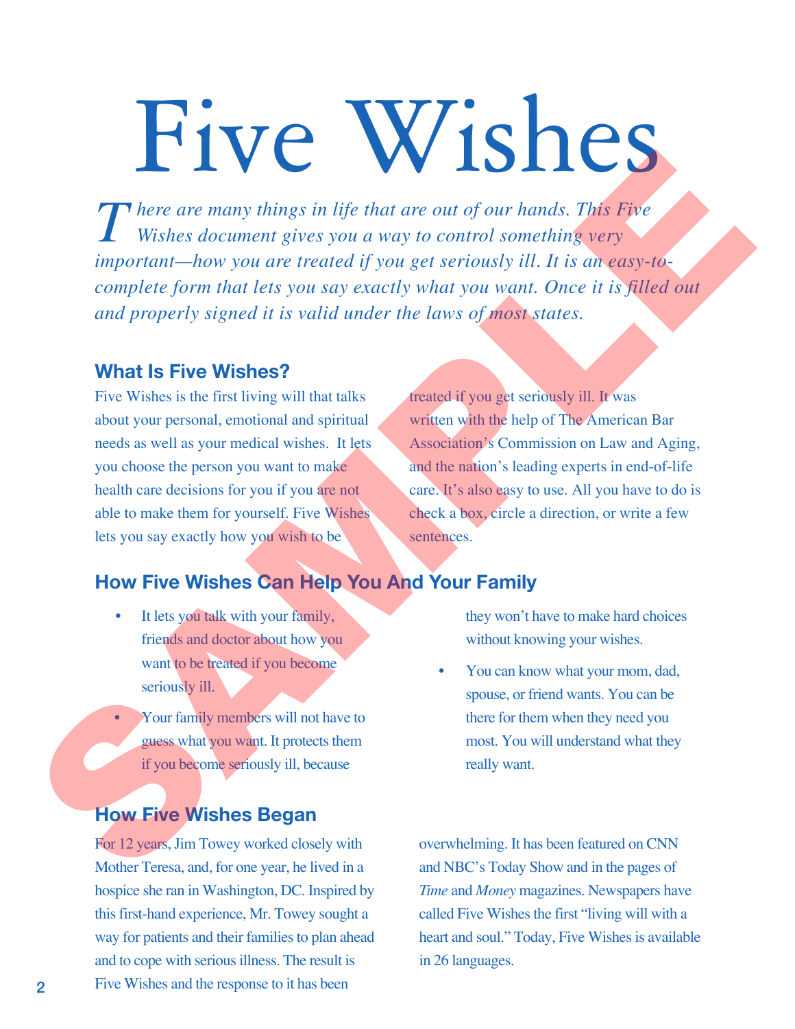# Five Wishes

*There are many things in life that are out of our hands. This Five Wishes document gives you a way to control something very important—how you are treated if you get seriously ill. It is an easy-to-complete form that lets you say exactly what you want. Once it is filled out and properly signed it is valid under the laws of most states.*

## What Is Five Wishes?

Five Wishes is the first living will that talks about your personal, emotional and spiritual needs as well as your medical wishes. It lets you choose the person you want to make health care decisions for you if you are not able to make them for yourself. Five Wishes lets you say exactly how you wish to be treated if you get seriously ill. It was written with the help of The American Bar Association's Commission on Law and Aging, and the nation's leading experts in end-of-life care. It's also easy to use. All you have to do is check a box, circle a direction, or write a few sentences.

## How Five Wishes Can Help You And Your Family

- It lets you talk with your family, friends and doctor about how you want to be treated if you become seriously ill.
- Your family members will not have to guess what you want. It protects them if you become seriously ill, because they won't have to make hard choices without knowing your wishes.
- You can know what your mom, dad, spouse, or friend wants. You can be there for them when they need you most. You will understand what they really want.

## How Five Wishes Began

For 12 years, Jim Towey worked closely with Mother Teresa, and, for one year, he lived in a hospice she ran in Washington, DC. Inspired by this first-hand experience, Mr. Towey sought a way for patients and their families to plan ahead and to cope with serious illness. The result is Five Wishes and the response to it has been overwhelming. It has been featured on CNN and NBC's Today Show and in the pages of *Time* and *Money* magazines. Newspapers have called Five Wishes the first "living will with a heart and soul." Today, Five Wishes is available in 26 languages.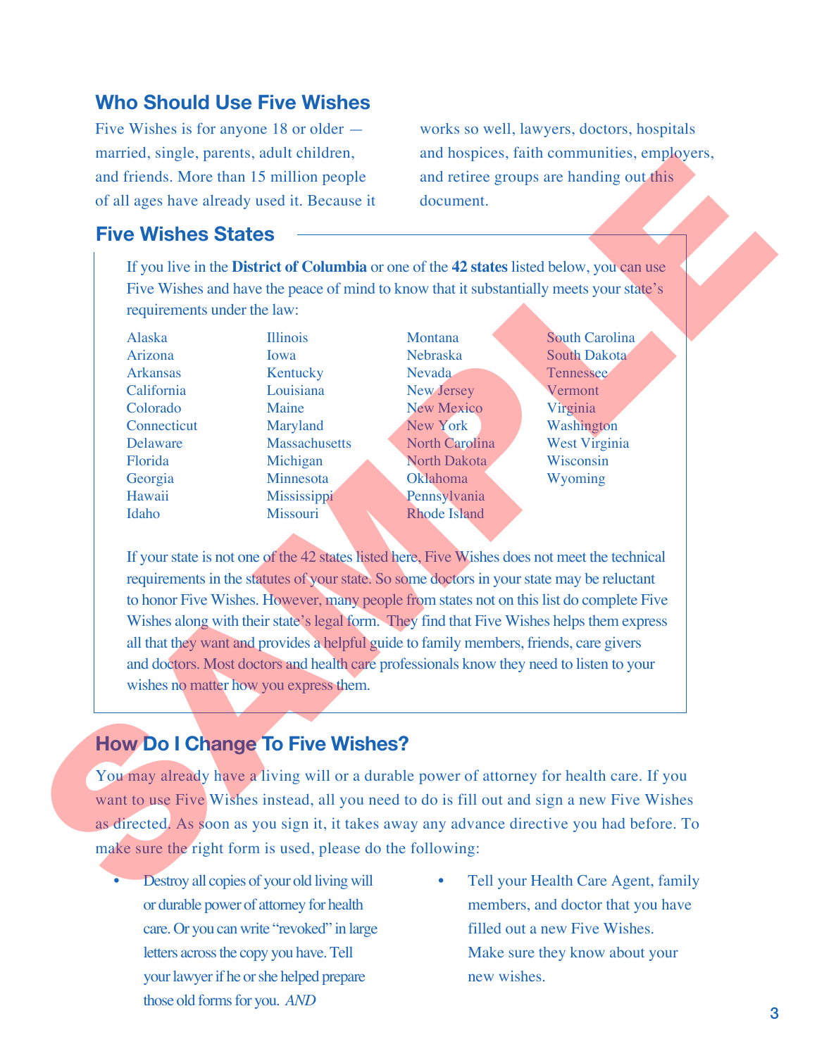## Who Should Use Five Wishes

Five Wishes is for anyone 18 or older — married, single, parents, adult children, and friends. More than 15 million people of all ages have already used it. Because it works so well, lawyers, doctors, hospitals and hospices, faith communities, employers, and retiree groups are handing out this document.

## Five Wishes States

If you live in the **District of Columbia** or one of the **42 states** listed below, you can use Five Wishes and have the peace of mind to know that it substantially meets your state's requirements under the law:

- Alaska
- Arizona
- Arkansas
- California
- Colorado
- Connecticut
- Delaware
- Florida
- Georgia
- Hawaii
- Idaho
- Illinois
- Iowa
- Kentucky
- Louisiana
- Maine
- Maryland
- Massachusetts
- Michigan
- Minnesota
- Mississippi
- Missouri
- Montana
- Nebraska
- Nevada
- New Jersey
- New Mexico
- New York
- North Carolina
- North Dakota
- Oklahoma
- Pennsylvania
- Rhode Island
- South Carolina
- South Dakota
- Tennessee
- Vermont
- Virginia
- Washington
- West Virginia
- Wisconsin
- Wyoming

If your state is not one of the 42 states listed here, Five Wishes does not meet the technical requirements in the statutes of your state. So some doctors in your state may be reluctant to honor Five Wishes. However, many people from states not on this list do complete Five Wishes along with their state's legal form. They find that Five Wishes helps them express all that they want and provides a helpful guide to family members, friends, care givers and doctors. Most doctors and health care professionals know they need to listen to your wishes no matter how you express them.

## How Do I Change To Five Wishes?

You may already have a living will or a durable power of attorney for health care. If you want to use Five Wishes instead, all you need to do is fill out and sign a new Five Wishes as directed. As soon as you sign it, it takes away any advance directive you had before. To make sure the right form is used, please do the following:

- Destroy all copies of your old living will or durable power of attorney for health care. Or you can write "revoked" in large letters across the copy you have. Tell your lawyer if he or she helped prepare those old forms for you. *AND*
- Tell your Health Care Agent, family members, and doctor that you have filled out a new Five Wishes. Make sure they know about your new wishes.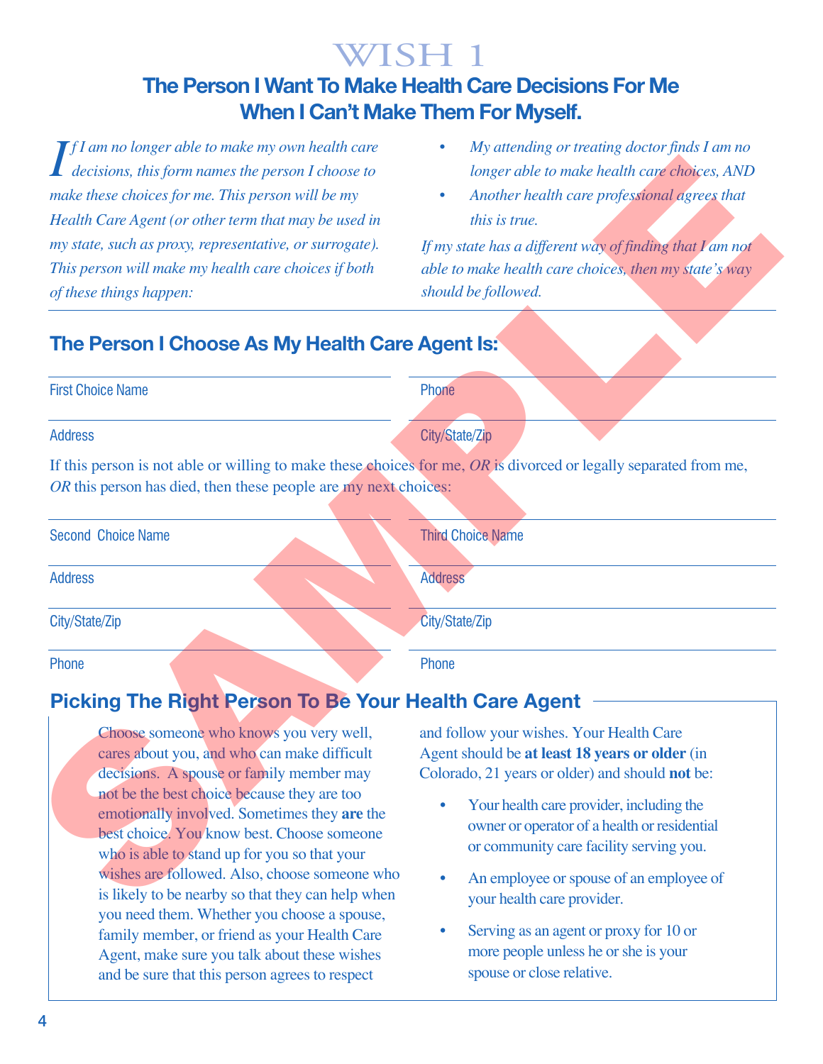# WISH 1

## The Person I Want To Make Health Care Decisions For Me When I Can't Make Them For Myself.

*If I am no longer able to make my own health care decisions, this form names the person I choose to make these choices for me. This person will be my Health Care Agent (or other term that may be used in my state, such as proxy, representative, or surrogate). This person will make my health care choices if both of these things happen:*

- *My attending or treating doctor finds I am no longer able to make health care choices, AND*
- *Another health care professional agrees that this is true.*

*If my state has a different way of finding that I am not able to make health care choices, then my state's way should be followed.*

### The Person I Choose As My Health Care Agent Is:

First Choice Name ____________________ Phone ____________________

Address ____________________ City/State/Zip ____________________

If this person is not able or willing to make these choices for me, *OR* is divorced or legally separated from me, *OR* this person has died, then these people are my next choices:

Second Choice Name ____________________

Address ____________________

City/State/Zip ____________________

Phone ____________________

Third Choice Name ____________________

Address ____________________

City/State/Zip ____________________

Phone ____________________

### Picking The Right Person To Be Your Health Care Agent

Choose someone who knows you very well, cares about you, and who can make difficult decisions. A spouse or family member may not be the best choice because they are too emotionally involved. Sometimes they **are** the best choice. You know best. Choose someone who is able to stand up for you so that your wishes are followed. Also, choose someone who is likely to be nearby so that they can help when you need them. Whether you choose a spouse, family member, or friend as your Health Care Agent, make sure you talk about these wishes and be sure that this person agrees to respect and follow your wishes. Your Health Care Agent should be **at least 18 years or older** (in Colorado, 21 years or older) and should **not** be:

- Your health care provider, including the owner or operator of a health or residential or community care facility serving you.
- An employee or spouse of an employee of your health care provider.
- Serving as an agent or proxy for 10 or more people unless he or she is your spouse or close relative.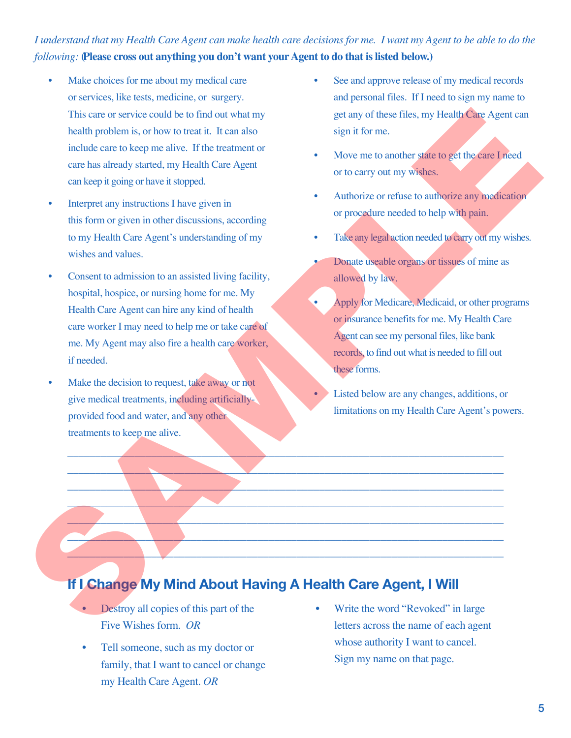*I understand that my Health Care Agent can make health care decisions for me. I want my Agent to be able to do the following:* **(Please cross out anything you don't want your Agent to do that is listed below.)**

- Make choices for me about my medical care or services, like tests, medicine, or surgery. This care or service could be to find out what my health problem is, or how to treat it. It can also include care to keep me alive. If the treatment or care has already started, my Health Care Agent can keep it going or have it stopped.
- Interpret any instructions I have given in this form or given in other discussions, according to my Health Care Agent's understanding of my wishes and values.
- Consent to admission to an assisted living facility, hospital, hospice, or nursing home for me. My Health Care Agent can hire any kind of health care worker I may need to help me or take care of me. My Agent may also fire a health care worker, if needed.
- Make the decision to request, take away or not give medical treatments, including artificially-provided food and water, and any other treatments to keep me alive.
- See and approve release of my medical records and personal files. If I need to sign my name to get any of these files, my Health Care Agent can sign it for me.
- Move me to another state to get the care I need or to carry out my wishes.
- Authorize or refuse to authorize any medication or procedure needed to help with pain.
- Take any legal action needed to carry out my wishes.
- Donate useable organs or tissues of mine as allowed by law.
- Apply for Medicare, Medicaid, or other programs or insurance benefits for me. My Health Care Agent can see my personal files, like bank records, to find out what is needed to fill out these forms.
- Listed below are any changes, additions, or limitations on my Health Care Agent's powers.

\_\_\_\_\_\_\_\_\_\_\_\_\_\_\_\_\_\_\_\_\_\_\_\_\_\_\_\_\_\_\_\_\_\_\_\_\_\_\_\_\_\_\_\_\_\_\_\_\_\_\_\_\_\_\_\_\_\_\_\_\_\_\_\_\_\_\_\_\_\_
\_\_\_\_\_\_\_\_\_\_\_\_\_\_\_\_\_\_\_\_\_\_\_\_\_\_\_\_\_\_\_\_\_\_\_\_\_\_\_\_\_\_\_\_\_\_\_\_\_\_\_\_\_\_\_\_\_\_\_\_\_\_\_\_\_\_\_\_\_\_
\_\_\_\_\_\_\_\_\_\_\_\_\_\_\_\_\_\_\_\_\_\_\_\_\_\_\_\_\_\_\_\_\_\_\_\_\_\_\_\_\_\_\_\_\_\_\_\_\_\_\_\_\_\_\_\_\_\_\_\_\_\_\_\_\_\_\_\_\_\_
\_\_\_\_\_\_\_\_\_\_\_\_\_\_\_\_\_\_\_\_\_\_\_\_\_\_\_\_\_\_\_\_\_\_\_\_\_\_\_\_\_\_\_\_\_\_\_\_\_\_\_\_\_\_\_\_\_\_\_\_\_\_\_\_\_\_\_\_\_\_
\_\_\_\_\_\_\_\_\_\_\_\_\_\_\_\_\_\_\_\_\_\_\_\_\_\_\_\_\_\_\_\_\_\_\_\_\_\_\_\_\_\_\_\_\_\_\_\_\_\_\_\_\_\_\_\_\_\_\_\_\_\_\_\_\_\_\_\_\_\_
\_\_\_\_\_\_\_\_\_\_\_\_\_\_\_\_\_\_\_\_\_\_\_\_\_\_\_\_\_\_\_\_\_\_\_\_\_\_\_\_\_\_\_\_\_\_\_\_\_\_\_\_\_\_\_\_\_\_\_\_\_\_\_\_\_\_\_\_\_\_
\_\_\_\_\_\_\_\_\_\_\_\_\_\_\_\_\_\_\_\_\_\_\_\_\_\_\_\_\_\_\_\_\_\_\_\_\_\_\_\_\_\_\_\_\_\_\_\_\_\_\_\_\_\_\_\_\_\_\_\_\_\_\_\_\_\_\_\_\_\_

## If I Change My Mind About Having A Health Care Agent, I Will

- Destroy all copies of this part of the Five Wishes form. *OR*
- Tell someone, such as my doctor or family, that I want to cancel or change my Health Care Agent. *OR*
- Write the word "Revoked" in large letters across the name of each agent whose authority I want to cancel. Sign my name on that page.

SAMPLE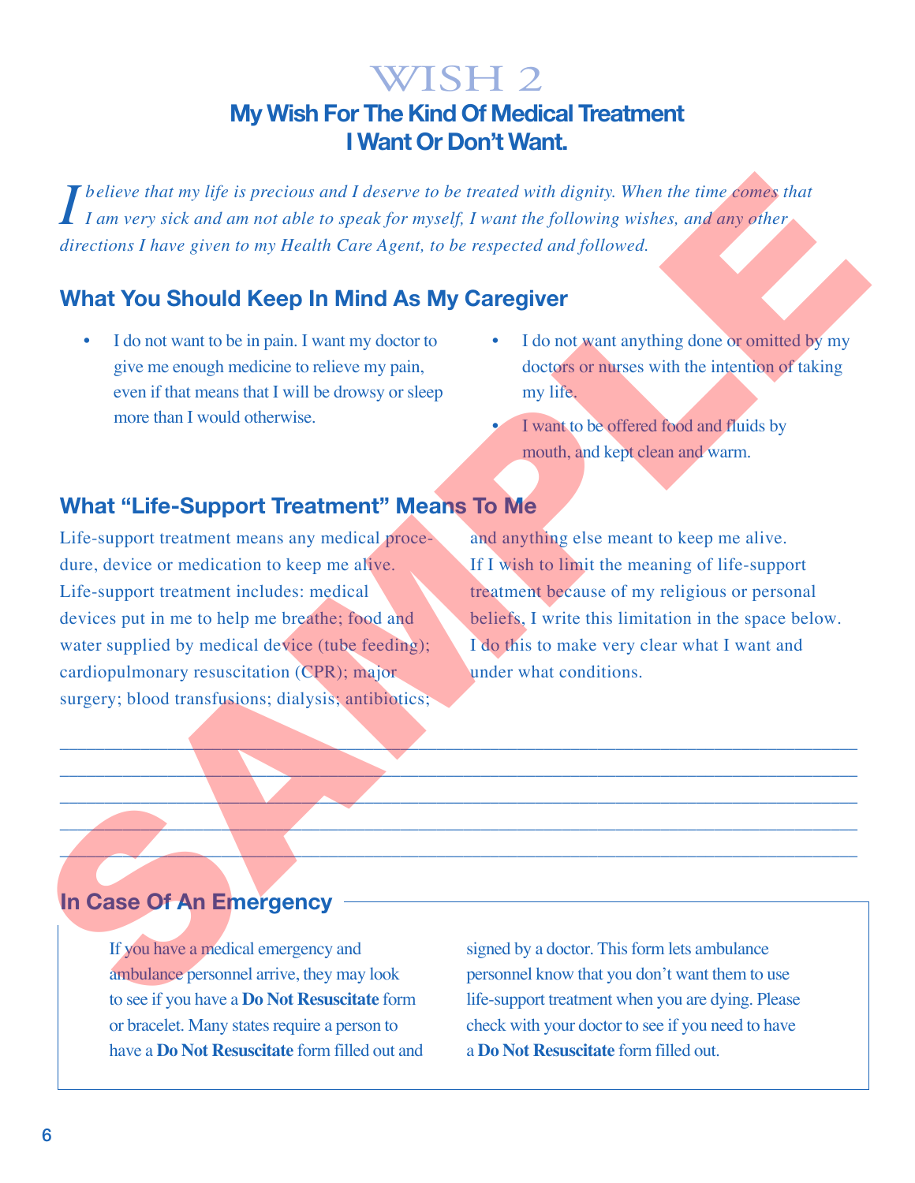# WISH 2

## My Wish For The Kind Of Medical Treatment I Want Or Don't Want.

*I believe that my life is precious and I deserve to be treated with dignity. When the time comes that I am very sick and am not able to speak for myself, I want the following wishes, and any other directions I have given to my Health Care Agent, to be respected and followed.*

### What You Should Keep In Mind As My Caregiver

- I do not want to be in pain. I want my doctor to give me enough medicine to relieve my pain, even if that means that I will be drowsy or sleep more than I would otherwise.
- I do not want anything done or omitted by my doctors or nurses with the intention of taking my life.
- I want to be offered food and fluids by mouth, and kept clean and warm.

### What "Life-Support Treatment" Means To Me

Life-support treatment means any medical procedure, device or medication to keep me alive. Life-support treatment includes: medical devices put in me to help me breathe; food and water supplied by medical device (tube feeding); cardiopulmonary resuscitation (CPR); major surgery; blood transfusions; dialysis; antibiotics; and anything else meant to keep me alive. If I wish to limit the meaning of life-support treatment because of my religious or personal beliefs, I write this limitation in the space below. I do this to make very clear what I want and under what conditions.

______________________________________________________________________________

______________________________________________________________________________

______________________________________________________________________________

______________________________________________________________________________

______________________________________________________________________________

### In Case Of An Emergency

If you have a medical emergency and ambulance personnel arrive, they may look to see if you have a **Do Not Resuscitate** form or bracelet. Many states require a person to have a **Do Not Resuscitate** form filled out and signed by a doctor. This form lets ambulance personnel know that you don't want them to use life-support treatment when you are dying. Please check with your doctor to see if you need to have a **Do Not Resuscitate** form filled out.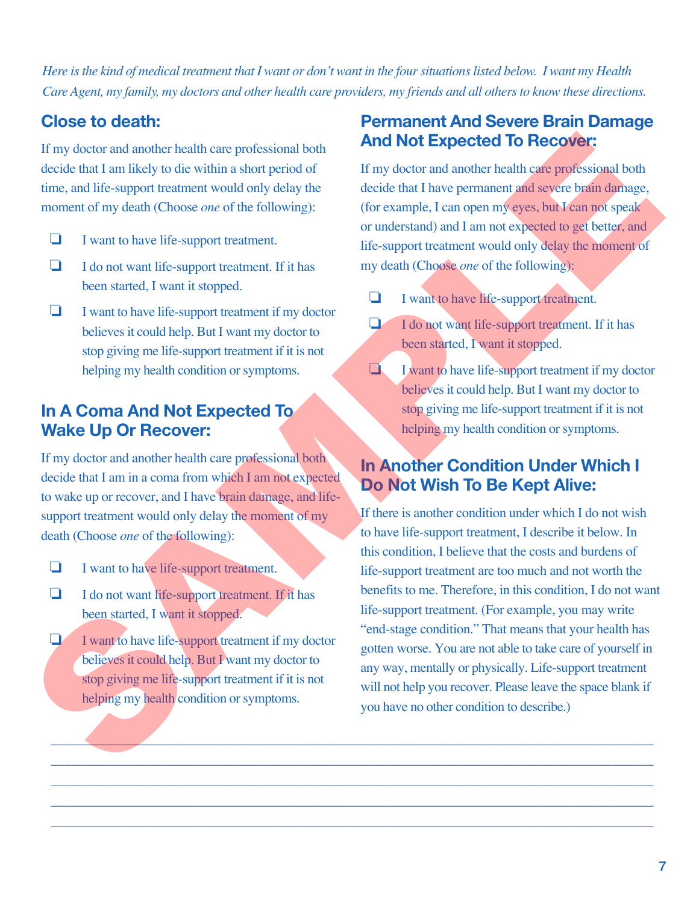*Here is the kind of medical treatment that I want or don't want in the four situations listed below. I want my Health Care Agent, my family, my doctors and other health care providers, my friends and all others to know these directions.*

## Close to death:

If my doctor and another health care professional both decide that I am likely to die within a short period of time, and life-support treatment would only delay the moment of my death (Choose *one* of the following):

- ❑ I want to have life-support treatment.
- ❑ I do not want life-support treatment. If it has been started, I want it stopped.
- ❑ I want to have life-support treatment if my doctor believes it could help. But I want my doctor to stop giving me life-support treatment if it is not helping my health condition or symptoms.

## In A Coma And Not Expected To Wake Up Or Recover:

If my doctor and another health care professional both decide that I am in a coma from which I am not expected to wake up or recover, and I have brain damage, and life-support treatment would only delay the moment of my death (Choose *one* of the following):

- ❑ I want to have life-support treatment.
- ❑ I do not want life-support treatment. If it has been started, I want it stopped.
- ❑ I want to have life-support treatment if my doctor believes it could help. But I want my doctor to stop giving me life-support treatment if it is not helping my health condition or symptoms.

## Permanent And Severe Brain Damage And Not Expected To Recover:

If my doctor and another health care professional both decide that I have permanent and severe brain damage, (for example, I can open my eyes, but I can not speak or understand) and I am not expected to get better, and life-support treatment would only delay the moment of my death (Choose *one* of the following):

- ❑ I want to have life-support treatment.
- ❑ I do not want life-support treatment. If it has been started, I want it stopped.
- ❑ I want to have life-support treatment if my doctor believes it could help. But I want my doctor to stop giving me life-support treatment if it is not helping my health condition or symptoms.

## In Another Condition Under Which I Do Not Wish To Be Kept Alive:

If there is another condition under which I do not wish to have life-support treatment, I describe it below. In this condition, I believe that the costs and burdens of life-support treatment are too much and not worth the benefits to me. Therefore, in this condition, I do not want life-support treatment. (For example, you may write "end-stage condition." That means that your health has gotten worse. You are not able to take care of yourself in any way, mentally or physically. Life-support treatment will not help you recover. Please leave the space blank if you have no other condition to describe.)

\_\_\_\_\_\_\_\_\_\_\_\_\_\_\_\_\_\_\_\_\_\_\_\_\_\_\_\_\_\_\_\_\_\_\_\_\_\_\_\_\_\_\_\_\_\_\_\_\_\_\_\_\_\_\_\_\_\_\_\_\_\_\_\_\_\_\_\_\_\_\_\_

\_\_\_\_\_\_\_\_\_\_\_\_\_\_\_\_\_\_\_\_\_\_\_\_\_\_\_\_\_\_\_\_\_\_\_\_\_\_\_\_\_\_\_\_\_\_\_\_\_\_\_\_\_\_\_\_\_\_\_\_\_\_\_\_\_\_\_\_\_\_\_\_

\_\_\_\_\_\_\_\_\_\_\_\_\_\_\_\_\_\_\_\_\_\_\_\_\_\_\_\_\_\_\_\_\_\_\_\_\_\_\_\_\_\_\_\_\_\_\_\_\_\_\_\_\_\_\_\_\_\_\_\_\_\_\_\_\_\_\_\_\_\_\_\_

\_\_\_\_\_\_\_\_\_\_\_\_\_\_\_\_\_\_\_\_\_\_\_\_\_\_\_\_\_\_\_\_\_\_\_\_\_\_\_\_\_\_\_\_\_\_\_\_\_\_\_\_\_\_\_\_\_\_\_\_\_\_\_\_\_\_\_\_\_\_\_\_

\_\_\_\_\_\_\_\_\_\_\_\_\_\_\_\_\_\_\_\_\_\_\_\_\_\_\_\_\_\_\_\_\_\_\_\_\_\_\_\_\_\_\_\_\_\_\_\_\_\_\_\_\_\_\_\_\_\_\_\_\_\_\_\_\_\_\_\_\_\_\_\_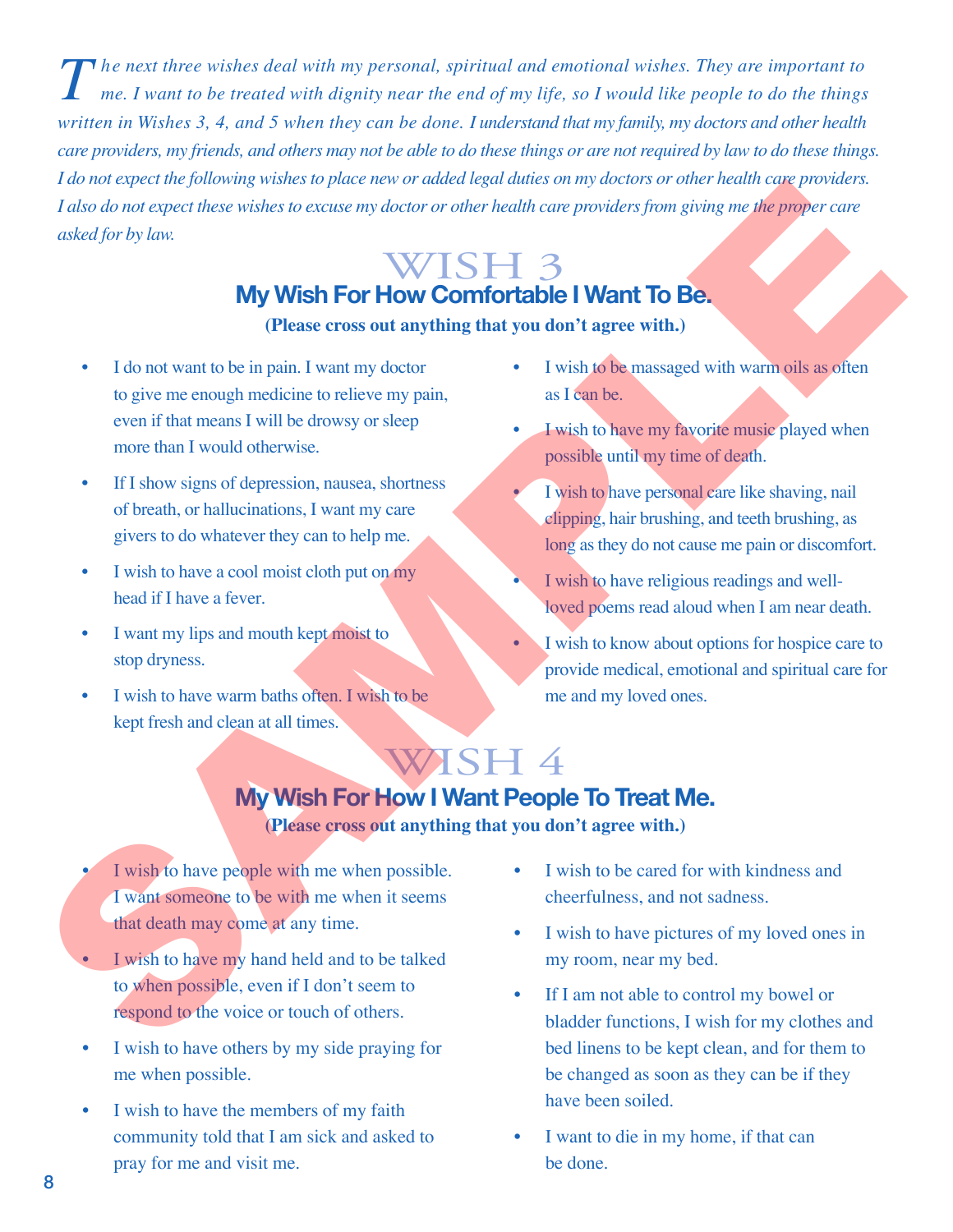*The next three wishes deal with my personal, spiritual and emotional wishes. They are important to me. I want to be treated with dignity near the end of my life, so I would like people to do the things written in Wishes 3, 4, and 5 when they can be done. I understand that my family, my doctors and other health care providers, my friends, and others may not be able to do these things or are not required by law to do these things. I do not expect the following wishes to place new or added legal duties on my doctors or other health care providers. I also do not expect these wishes to excuse my doctor or other health care providers from giving me the proper care asked for by law.*

# WISH 3

## My Wish For How Comfortable I Want To Be.

**(Please cross out anything that you don't agree with.)**

- I do not want to be in pain. I want my doctor to give me enough medicine to relieve my pain, even if that means I will be drowsy or sleep more than I would otherwise.
- If I show signs of depression, nausea, shortness of breath, or hallucinations, I want my care givers to do whatever they can to help me.
- I wish to have a cool moist cloth put on my head if I have a fever.
- I want my lips and mouth kept moist to stop dryness.
- I wish to have warm baths often. I wish to be kept fresh and clean at all times.
- I wish to be massaged with warm oils as often as I can be.
- I wish to have my favorite music played when possible until my time of death.
- I wish to have personal care like shaving, nail clipping, hair brushing, and teeth brushing, as long as they do not cause me pain or discomfort.
- I wish to have religious readings and well-loved poems read aloud when I am near death.
- I wish to know about options for hospice care to provide medical, emotional and spiritual care for me and my loved ones.

# WISH 4

## My Wish For How I Want People To Treat Me.

**(Please cross out anything that you don't agree with.)**

- I wish to have people with me when possible. I want someone to be with me when it seems that death may come at any time.
- I wish to have my hand held and to be talked to when possible, even if I don't seem to respond to the voice or touch of others.
- I wish to have others by my side praying for me when possible.
- I wish to have the members of my faith community told that I am sick and asked to pray for me and visit me.
- I wish to be cared for with kindness and cheerfulness, and not sadness.
- I wish to have pictures of my loved ones in my room, near my bed.
- If I am not able to control my bowel or bladder functions, I wish for my clothes and bed linens to be kept clean, and for them to be changed as soon as they can be if they have been soiled.
- I want to die in my home, if that can be done.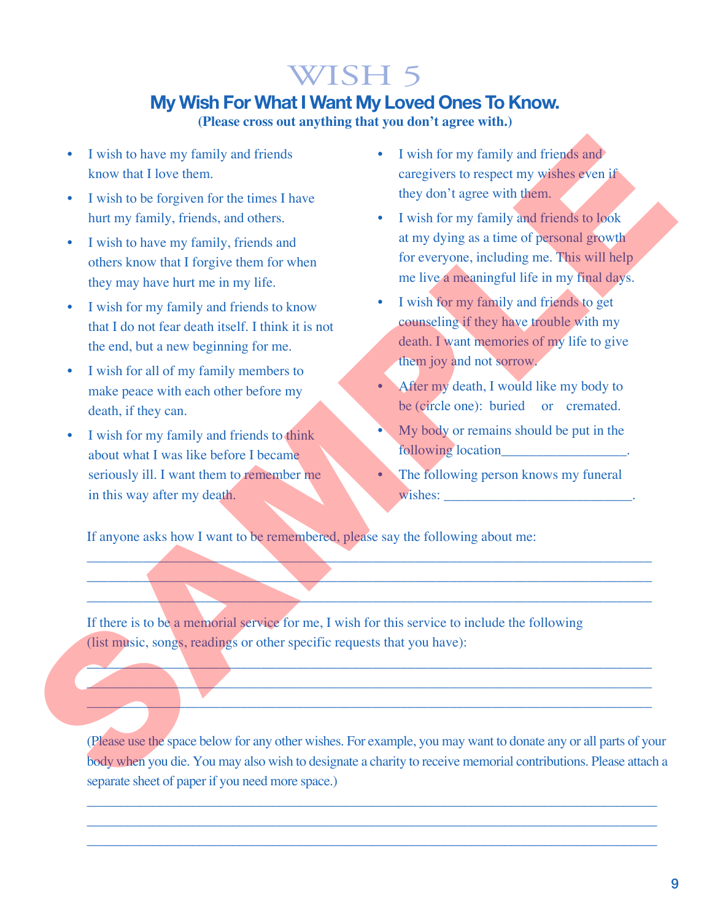# WISH 5

## My Wish For What I Want My Loved Ones To Know.

**(Please cross out anything that you don't agree with.)**

- I wish to have my family and friends know that I love them.
- I wish to be forgiven for the times I have hurt my family, friends, and others.
- I wish to have my family, friends and others know that I forgive them for when they may have hurt me in my life.
- I wish for my family and friends to know that I do not fear death itself. I think it is not the end, but a new beginning for me.
- I wish for all of my family members to make peace with each other before my death, if they can.
- I wish for my family and friends to think about what I was like before I became seriously ill. I want them to remember me in this way after my death.
- I wish for my family and friends and caregivers to respect my wishes even if they don't agree with them.
- I wish for my family and friends to look at my dying as a time of personal growth for everyone, including me. This will help me live a meaningful life in my final days.
- I wish for my family and friends to get counseling if they have trouble with my death. I want memories of my life to give them joy and not sorrow.
- After my death, I would like my body to be (circle one): buried or cremated.
- My body or remains should be put in the following location__________________.
- The following person knows my funeral wishes: ___________________________.

If anyone asks how I want to be remembered, please say the following about me:

___________________________________________________________________________

___________________________________________________________________________

___________________________________________________________________________

If there is to be a memorial service for me, I wish for this service to include the following (list music, songs, readings or other specific requests that you have):

___________________________________________________________________________

___________________________________________________________________________

___________________________________________________________________________

(Please use the space below for any other wishes. For example, you may want to donate any or all parts of your body when you die. You may also wish to designate a charity to receive memorial contributions. Please attach a separate sheet of paper if you need more space.)

___________________________________________________________________________

___________________________________________________________________________

___________________________________________________________________________

SAMPLE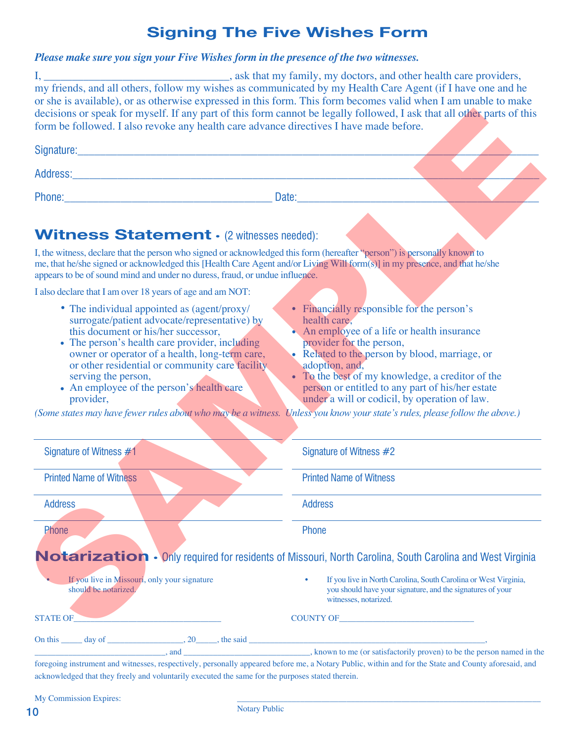# Signing The Five Wishes Form

***Please make sure you sign your Five Wishes form in the presence of the two witnesses.***

I, _______________________________, ask that my family, my doctors, and other health care providers, my friends, and all others, follow my wishes as communicated by my Health Care Agent (if I have one and he or she is available), or as otherwise expressed in this form. This form becomes valid when I am unable to make decisions or speak for myself. If any part of this form cannot be legally followed, I ask that all other parts of this form be followed. I also revoke any health care advance directives I have made before.

Signature:_______________________________________________________________

Address:_________________________________________________________________

Phone:___________________________________ Date:___________________________________

## Witness Statement - (2 witnesses needed):

I, the witness, declare that the person who signed or acknowledged this form (hereafter "person") is personally known to me, that he/she signed or acknowledged this [Health Care Agent and/or Living Will form(s)] in my presence, and that he/she appears to be of sound mind and under no duress, fraud, or undue influence.

I also declare that I am over 18 years of age and am NOT:

- The individual appointed as (agent/proxy/surrogate/patient advocate/representative) by this document or his/her successor,
- The person's health care provider, including owner or operator of a health, long-term care, or other residential or community care facility serving the person,
- An employee of the person's health care provider,
- Financially responsible for the person's health care,
- An employee of a life or health insurance provider for the person,
- Related to the person by blood, marriage, or adoption, and,
- To the best of my knowledge, a creditor of the person or entitled to any part of his/her estate under a will or codicil, by operation of law.

*(Some states may have fewer rules about who may be a witness. Unless you know your state's rules, please follow the above.)*

_______________________________________
Signature of Witness #1

_______________________________________
Printed Name of Witness

_______________________________________
Address

_______________________________________
Phone

_______________________________________
Signature of Witness #2

_______________________________________
Printed Name of Witness

_______________________________________
Address

_______________________________________
Phone

## Notarization - Only required for residents of Missouri, North Carolina, South Carolina and West Virginia

- If you live in Missouri, only your signature should be notarized.
- If you live in North Carolina, South Carolina or West Virginia, you should have your signature, and the signatures of your witnesses, notarized.

STATE OF_________________________________ COUNTY OF______________________________

On this _____ day of _________________, 20_____, the said ______________________________________________________, _____________________________, and _____________________________, known to me (or satisfactorily proven) to be the person named in the foregoing instrument and witnesses, respectively, personally appeared before me, a Notary Public, within and for the State and County aforesaid, and acknowledged that they freely and voluntarily executed the same for the purposes stated therein.

My Commission Expires:

_______________________________________________________________
Notary Public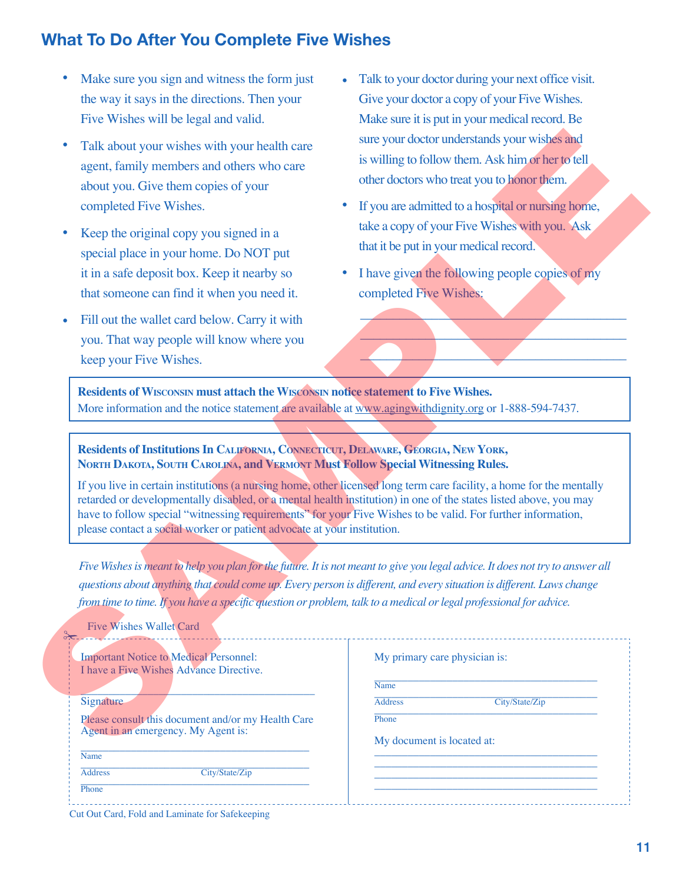## What To Do After You Complete Five Wishes

- Make sure you sign and witness the form just the way it says in the directions. Then your Five Wishes will be legal and valid.
- Talk about your wishes with your health care agent, family members and others who care about you. Give them copies of your completed Five Wishes.
- Keep the original copy you signed in a special place in your home. Do NOT put it in a safe deposit box. Keep it nearby so that someone can find it when you need it.
- Fill out the wallet card below. Carry it with you. That way people will know where you keep your Five Wishes.
- Talk to your doctor during your next office visit. Give your doctor a copy of your Five Wishes. Make sure it is put in your medical record. Be sure your doctor understands your wishes and is willing to follow them. Ask him or her to tell other doctors who treat you to honor them.
- If you are admitted to a hospital or nursing home, take a copy of your Five Wishes with you. Ask that it be put in your medical record.
- I have given the following people copies of my completed Five Wishes:

\_\_\_\_\_\_\_\_\_\_\_\_\_\_\_\_\_\_\_\_\_\_\_\_\_\_\_\_\_\_\_\_\_\_\_\_\_\_\_\_

\_\_\_\_\_\_\_\_\_\_\_\_\_\_\_\_\_\_\_\_\_\_\_\_\_\_\_\_\_\_\_\_\_\_\_\_\_\_\_\_

\_\_\_\_\_\_\_\_\_\_\_\_\_\_\_\_\_\_\_\_\_\_\_\_\_\_\_\_\_\_\_\_\_\_\_\_\_\_\_\_

**Residents of Wisconsin must attach the Wisconsin notice statement to Five Wishes.**
More information and the notice statement are available at www.agingwithdignity.org or 1-888-594-7437.

**Residents of Institutions In California, Connecticut, Delaware, Georgia, New York, North Dakota, South Carolina, and Vermont Must Follow Special Witnessing Rules.**

If you live in certain institutions (a nursing home, other licensed long term care facility, a home for the mentally retarded or developmentally disabled, or a mental health institution) in one of the states listed above, you may have to follow special "witnessing requirements" for your Five Wishes to be valid. For further information, please contact a social worker or patient advocate at your institution.

*Five Wishes is meant to help you plan for the future. It is not meant to give you legal advice. It does not try to answer all questions about anything that could come up. Every person is different, and every situation is different. Laws change from time to time. If you have a specific question or problem, talk to a medical or legal professional for advice.*

Five Wishes Wallet Card

Important Notice to Medical Personnel:
I have a Five Wishes Advance Directive.

\_\_\_\_\_\_\_\_\_\_\_\_\_\_\_\_\_\_\_\_\_\_\_\_\_\_\_\_\_\_\_\_\_\_\_\_\_\_\_\_
Signature

Please consult this document and/or my Health Care Agent in an emergency. My Agent is:

\_\_\_\_\_\_\_\_\_\_\_\_\_\_\_\_\_\_\_\_\_\_\_\_\_\_\_\_\_\_\_\_\_\_\_\_\_\_\_\_
Name
\_\_\_\_\_\_\_\_\_\_\_\_\_\_\_\_\_\_\_\_\_\_\_\_\_\_\_\_\_\_\_\_\_\_\_\_\_\_\_\_
Address City/State/Zip
\_\_\_\_\_\_\_\_\_\_\_\_\_\_\_\_\_\_\_\_\_\_\_\_\_\_\_\_\_\_\_\_\_\_\_\_\_\_\_\_
Phone

My primary care physician is:

\_\_\_\_\_\_\_\_\_\_\_\_\_\_\_\_\_\_\_\_\_\_\_\_\_\_\_\_\_\_\_\_\_\_\_\_\_\_\_\_
Name
\_\_\_\_\_\_\_\_\_\_\_\_\_\_\_\_\_\_\_\_\_\_\_\_\_\_\_\_\_\_\_\_\_\_\_\_\_\_\_\_
Address City/State/Zip
\_\_\_\_\_\_\_\_\_\_\_\_\_\_\_\_\_\_\_\_\_\_\_\_\_\_\_\_\_\_\_\_\_\_\_\_\_\_\_\_
Phone

My document is located at:

\_\_\_\_\_\_\_\_\_\_\_\_\_\_\_\_\_\_\_\_\_\_\_\_\_\_\_\_\_\_\_\_\_\_\_\_\_\_\_\_

\_\_\_\_\_\_\_\_\_\_\_\_\_\_\_\_\_\_\_\_\_\_\_\_\_\_\_\_\_\_\_\_\_\_\_\_\_\_\_\_

\_\_\_\_\_\_\_\_\_\_\_\_\_\_\_\_\_\_\_\_\_\_\_\_\_\_\_\_\_\_\_\_\_\_\_\_\_\_\_\_

\_\_\_\_\_\_\_\_\_\_\_\_\_\_\_\_\_\_\_\_\_\_\_\_\_\_\_\_\_\_\_\_\_\_\_\_\_\_\_\_

Cut Out Card, Fold and Laminate for Safekeeping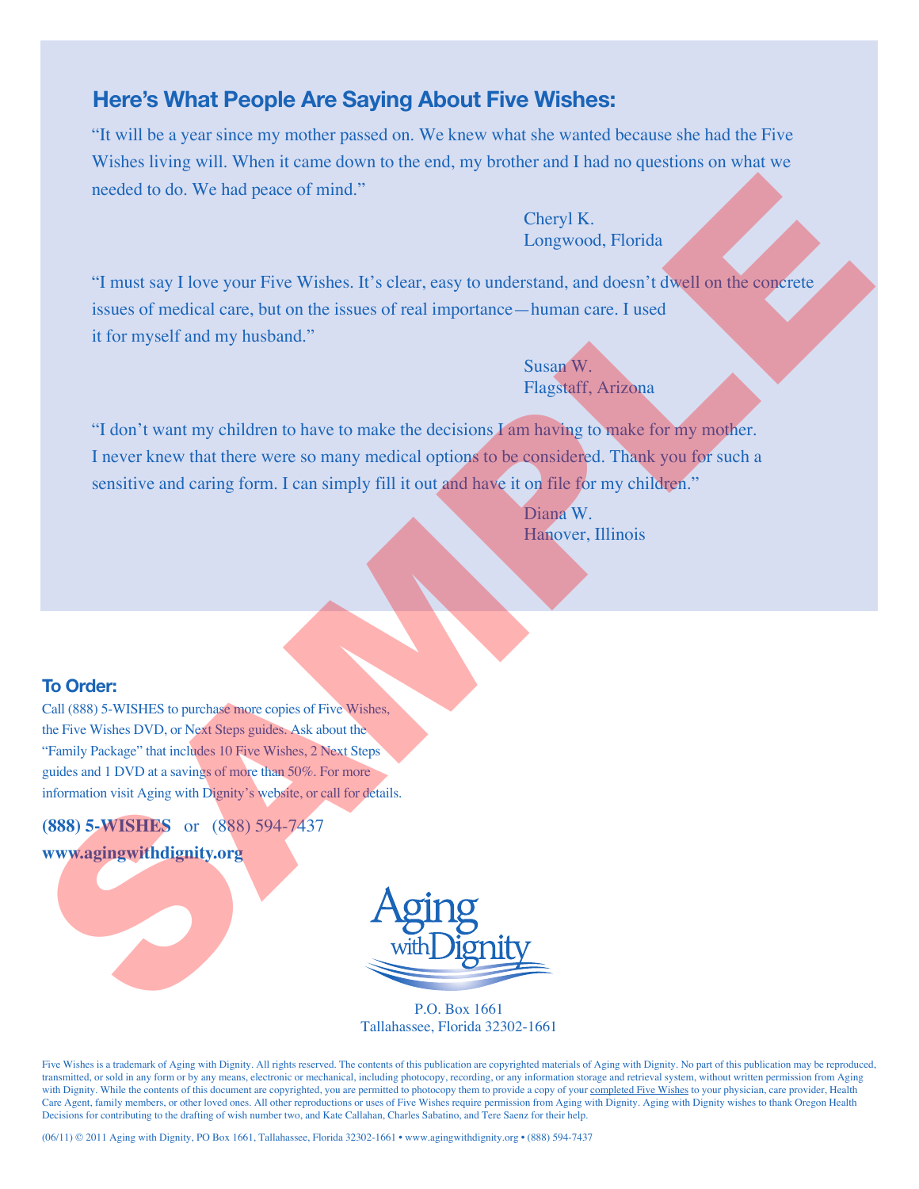## Here's What People Are Saying About Five Wishes:

"It will be a year since my mother passed on. We knew what she wanted because she had the Five Wishes living will. When it came down to the end, my brother and I had no questions on what we needed to do. We had peace of mind."

Cheryl K.
Longwood, Florida

"I must say I love your Five Wishes. It's clear, easy to understand, and doesn't dwell on the concrete issues of medical care, but on the issues of real importance—human care. I used it for myself and my husband."

Susan W.
Flagstaff, Arizona

"I don't want my children to have to make the decisions I am having to make for my mother. I never knew that there were so many medical options to be considered. Thank you for such a sensitive and caring form. I can simply fill it out and have it on file for my children."

Diana W.
Hanover, Illinois

SAMPLE

### To Order:

Call (888) 5-WISHES to purchase more copies of Five Wishes, the Five Wishes DVD, or Next Steps guides. Ask about the "Family Package" that includes 10 Five Wishes, 2 Next Steps guides and 1 DVD at a savings of more than 50%. For more information visit Aging with Dignity's website, or call for details.

**(888) 5-WISHES** or (888) 594-7437

**www.agingwithdignity.org**

Aging with Dignity

P.O. Box 1661
Tallahassee, Florida 32302-1661

Five Wishes is a trademark of Aging with Dignity. All rights reserved. The contents of this publication are copyrighted materials of Aging with Dignity. No part of this publication may be reproduced, transmitted, or sold in any form or by any means, electronic or mechanical, including photocopy, recording, or any information storage and retrieval system, without written permission from Aging with Dignity. While the contents of this document are copyrighted, you are permitted to photocopy them to provide a copy of your completed Five Wishes to your physician, care provider, Health Care Agent, family members, or other loved ones. All other reproductions or uses of Five Wishes require permission from Aging with Dignity. Aging with Dignity wishes to thank Oregon Health Decisions for contributing to the drafting of wish number two, and Kate Callahan, Charles Sabatino, and Tere Saenz for their help.

(06/11) © 2011 Aging with Dignity, PO Box 1661, Tallahassee, Florida 32302-1661 • www.agingwithdignity.org • (888) 594-7437